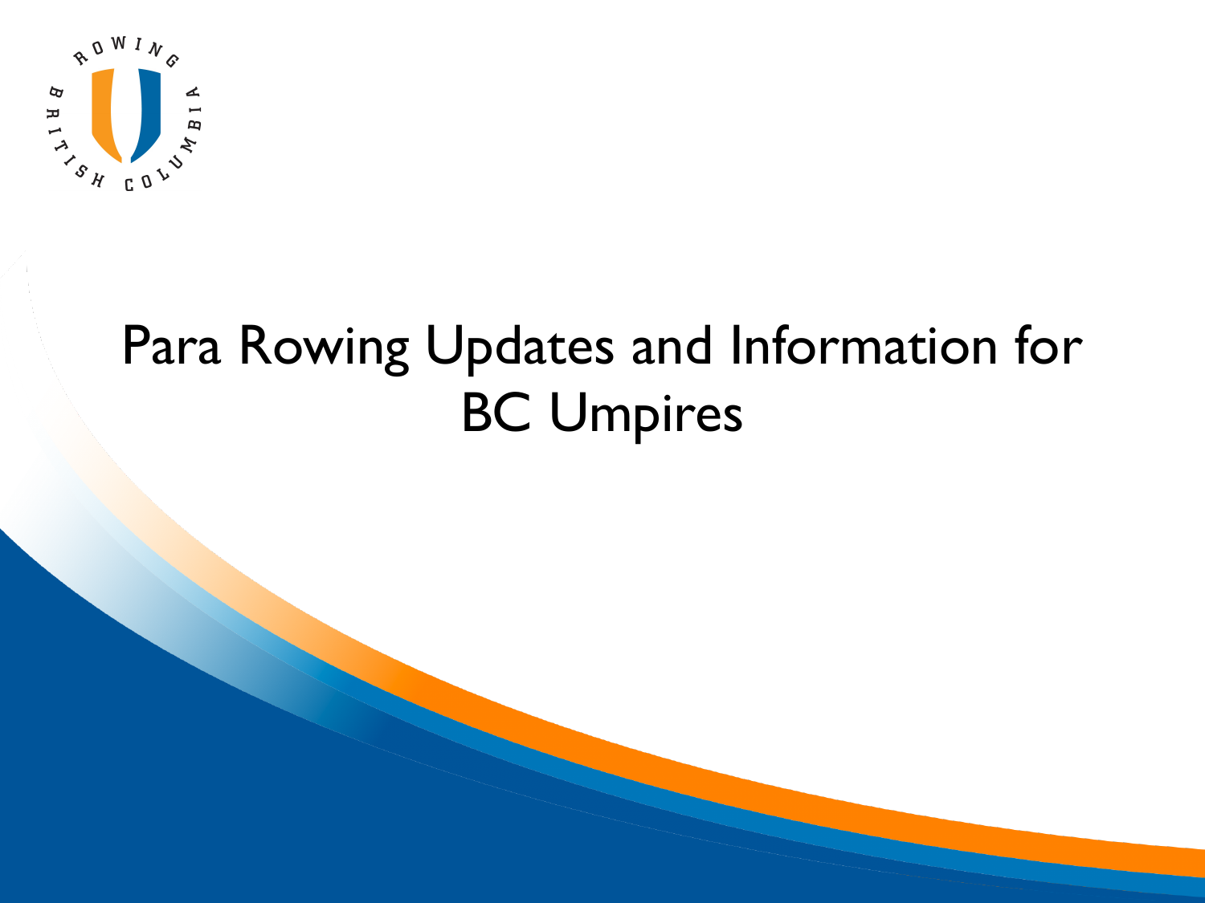# Para Rowing Updates and Information for BC Umpires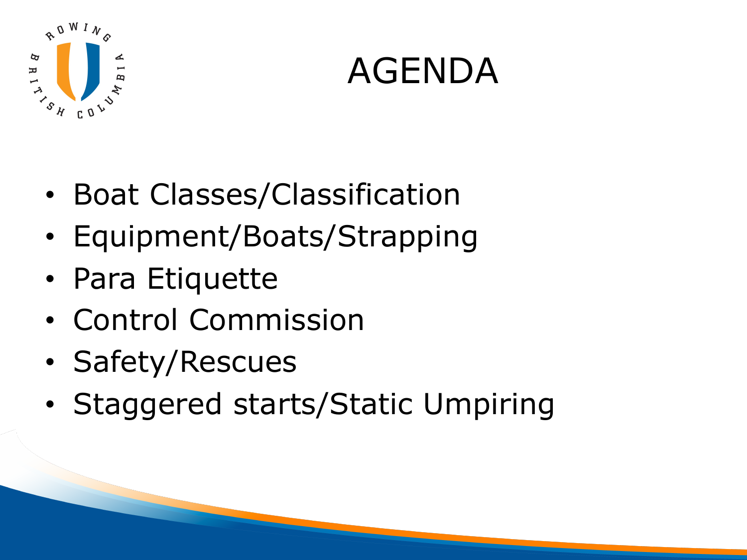# AGENDA

- Boat Classes/Classification
- Equipment/Boats/Strapping
- Para Etiquette
- Control Commission
- Safety/Rescues
- Staggered starts/Static Umpiring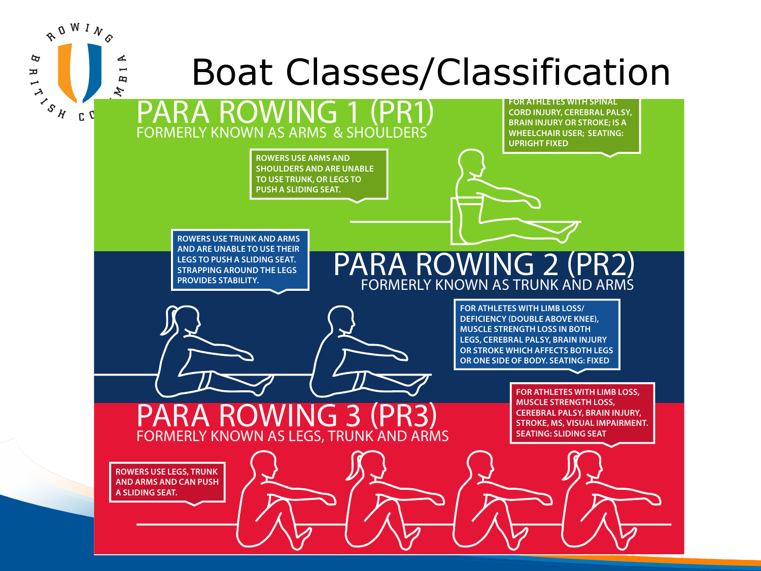# Boat Classes/Classification

## PARA ROWING 1 (PR1)

FORMERLY KNOWN AS ARMS & SHOULDERS

FOR ATHLETES WITH SPINAL CORD INJURY, CEREBRAL PALSY, BRAIN INJURY OR STROKE; IS A WHEELCHAIR USER; SEATING: UPRIGHT FIXED

ROWERS USE ARMS AND SHOULDERS AND ARE UNABLE TO USE TRUNK, OR LEGS TO PUSH A SLIDING SEAT.

## PARA ROWING 2 (PR2)

FORMERLY KNOWN AS TRUNK AND ARMS

ROWERS USE TRUNK AND ARMS AND ARE UNABLE TO USE THEIR LEGS TO PUSH A SLIDING SEAT. STRAPPING AROUND THE LEGS PROVIDES STABILITY.

FOR ATHLETES WITH LIMB LOSS/ DEFICIENCY (DOUBLE ABOVE KNEE), MUSCLE STRENGTH LOSS IN BOTH LEGS, CEREBRAL PALSY, BRAIN INJURY OR STROKE WHICH AFFECTS BOTH LEGS OR ONE SIDE OF BODY. SEATING: FIXED

## PARA ROWING 3 (PR3)

FORMERLY KNOWN AS LEGS, TRUNK AND ARMS

FOR ATHLETES WITH LIMB LOSS, MUSCLE STRENGTH LOSS, CEREBRAL PALSY, BRAIN INJURY, STROKE, MS, VISUAL IMPAIRMENT. SEATING: SLIDING SEAT

ROWERS USE LEGS, TRUNK AND ARMS AND CAN PUSH A SLIDING SEAT.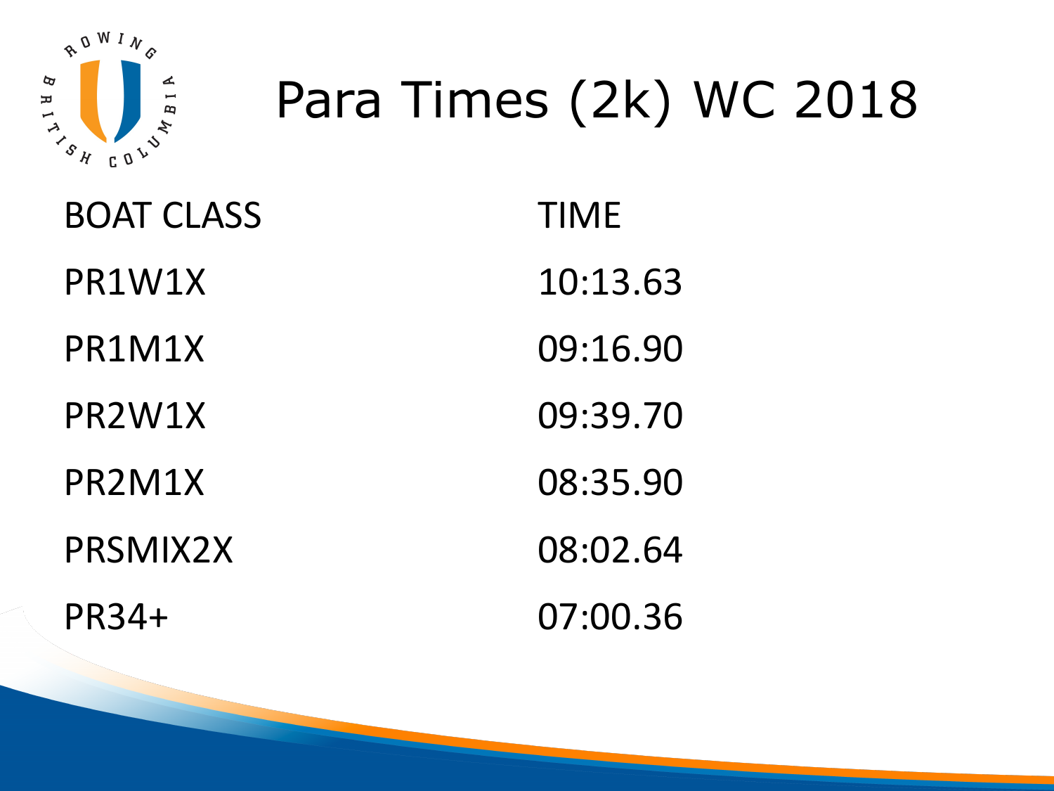# Para Times (2k) WC 2018

| BOAT CLASS | TIME |
| --- | --- |
| PR1W1X | 10:13.63 |
| PR1M1X | 09:16.90 |
| PR2W1X | 09:39.70 |
| PR2M1X | 08:35.90 |
| PRSMIX2X | 08:02.64 |
| PR34+ | 07:00.36 |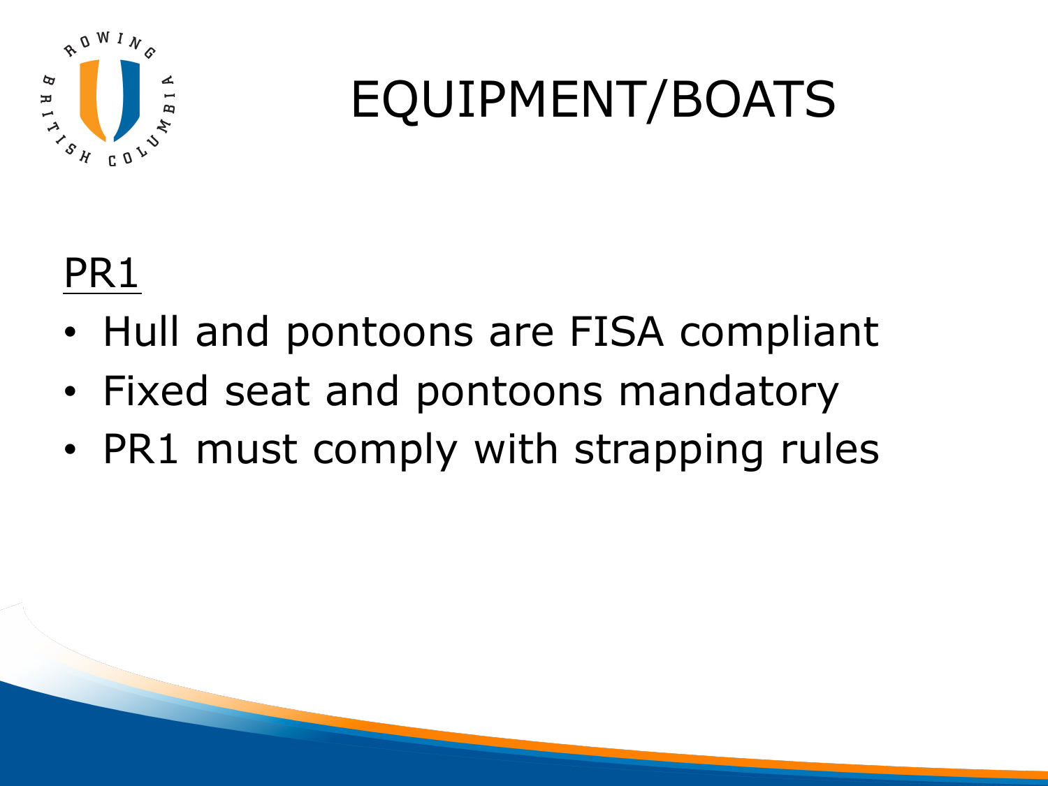# EQUIPMENT/BOATS

PR1

- Hull and pontoons are FISA compliant
- Fixed seat and pontoons mandatory
- PR1 must comply with strapping rules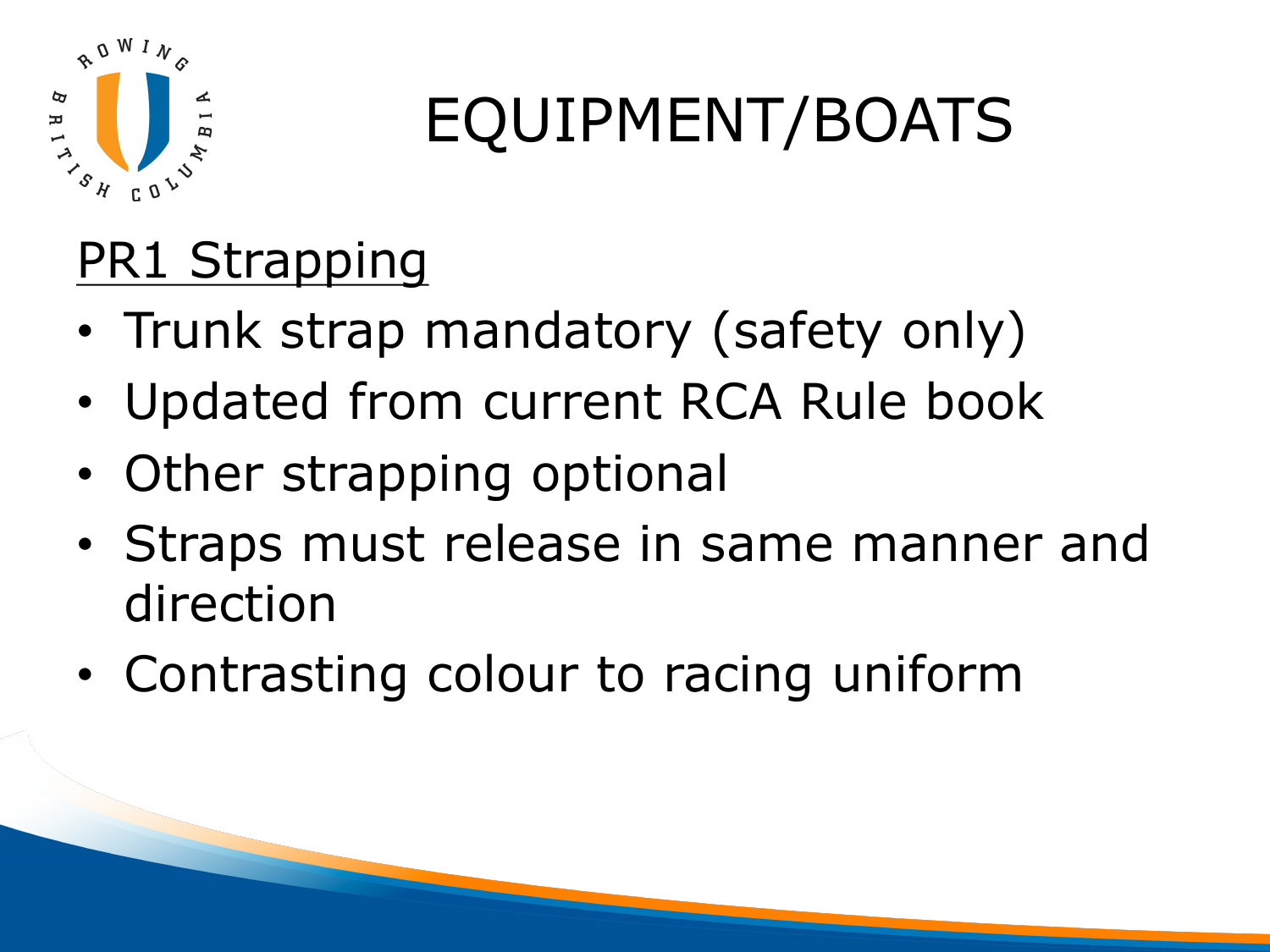# EQUIPMENT/BOATS

<u>PR1 Strapping</u>

- Trunk strap mandatory (safety only)
- Updated from current RCA Rule book
- Other strapping optional
- Straps must release in same manner and direction
- Contrasting colour to racing uniform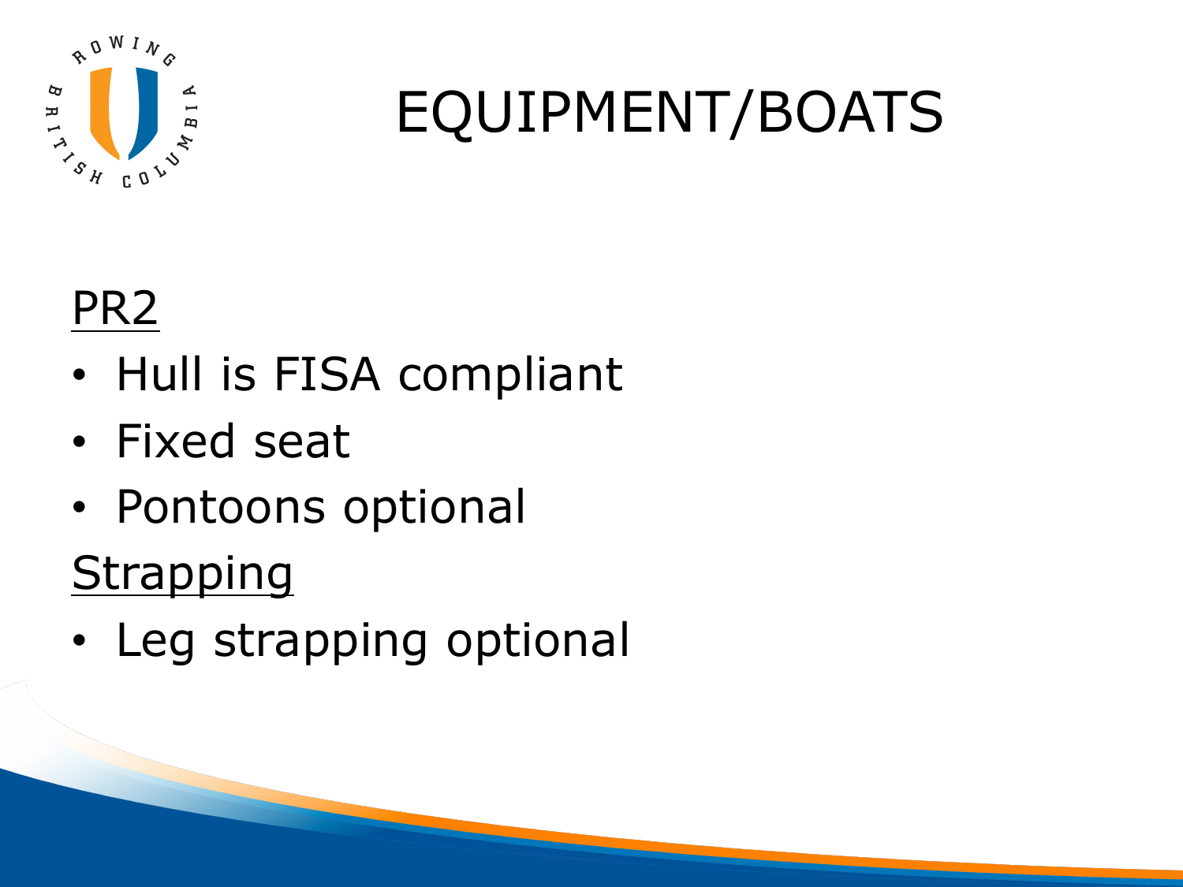# EQUIPMENT/BOATS

PR2

- Hull is FISA compliant
- Fixed seat
- Pontoons optional

Strapping

- Leg strapping optional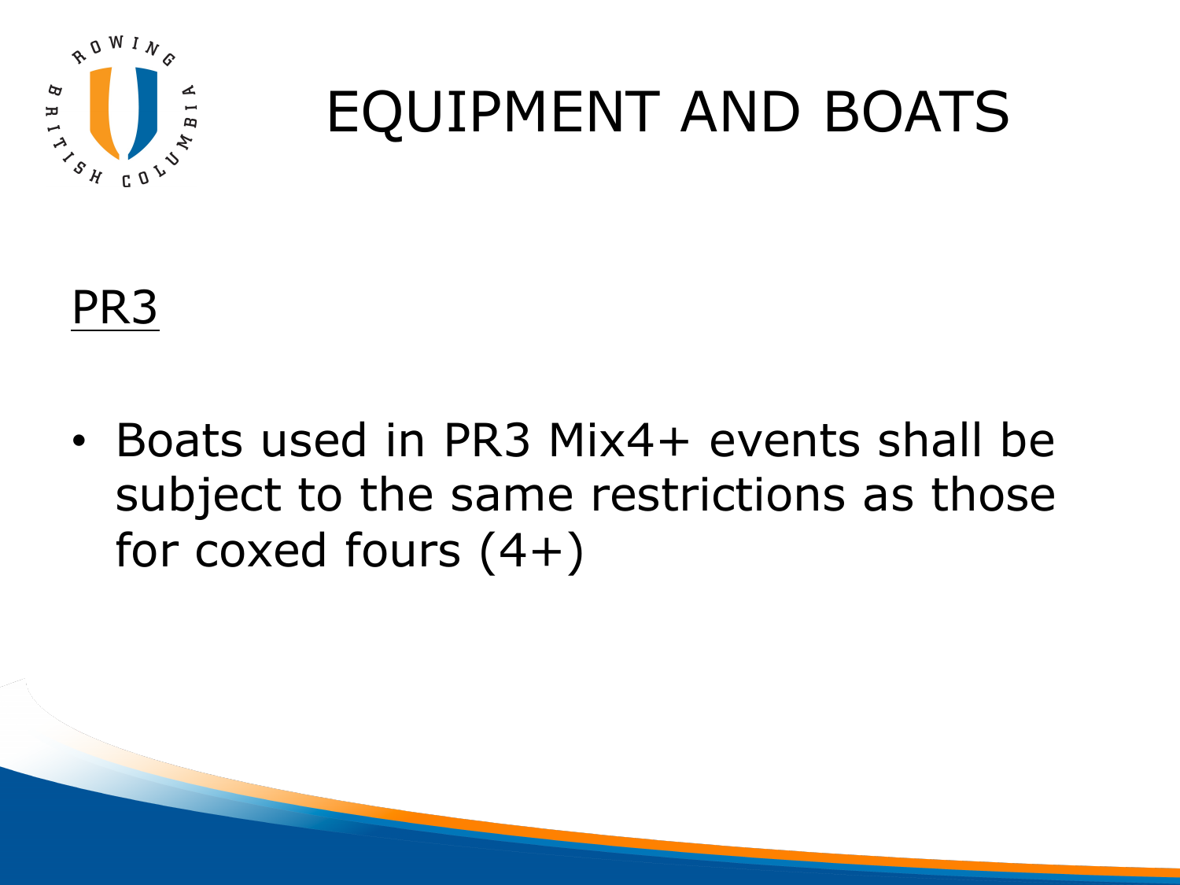# EQUIPMENT AND BOATS

## PR3

- Boats used in PR3 Mix4+ events shall be subject to the same restrictions as those for coxed fours (4+)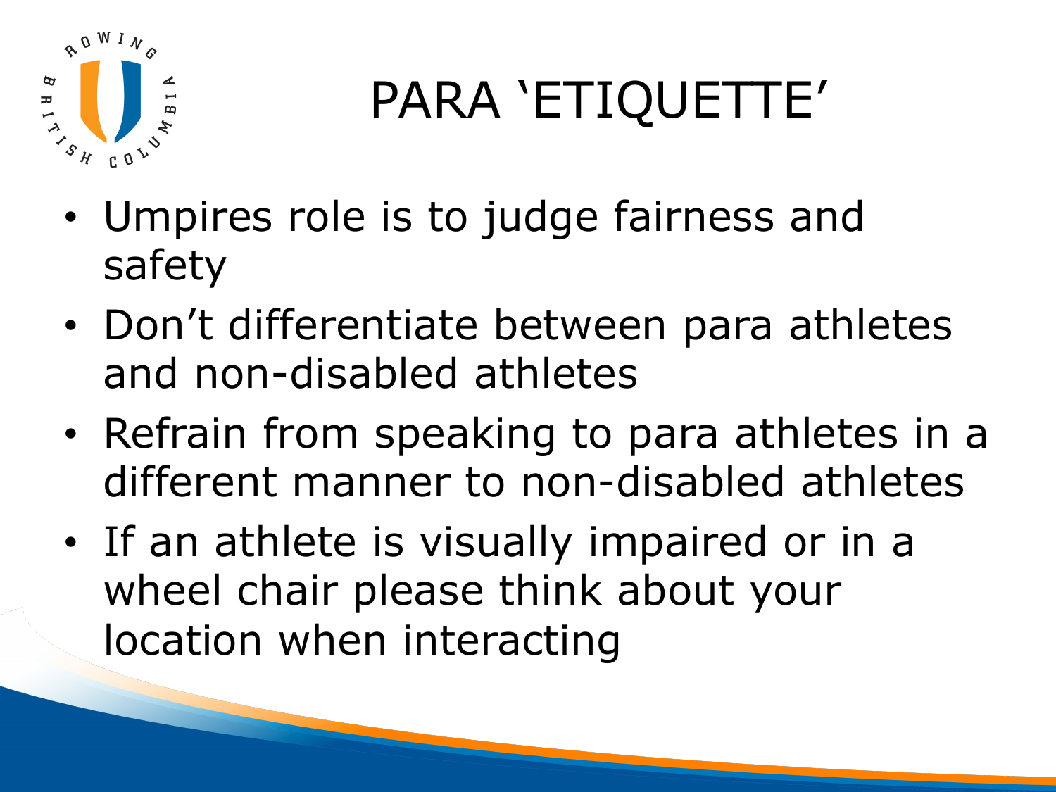# PARA 'ETIQUETTE'

- Umpires role is to judge fairness and safety
- Don't differentiate between para athletes and non-disabled athletes
- Refrain from speaking to para athletes in a different manner to non-disabled athletes
- If an athlete is visually impaired or in a wheel chair please think about your location when interacting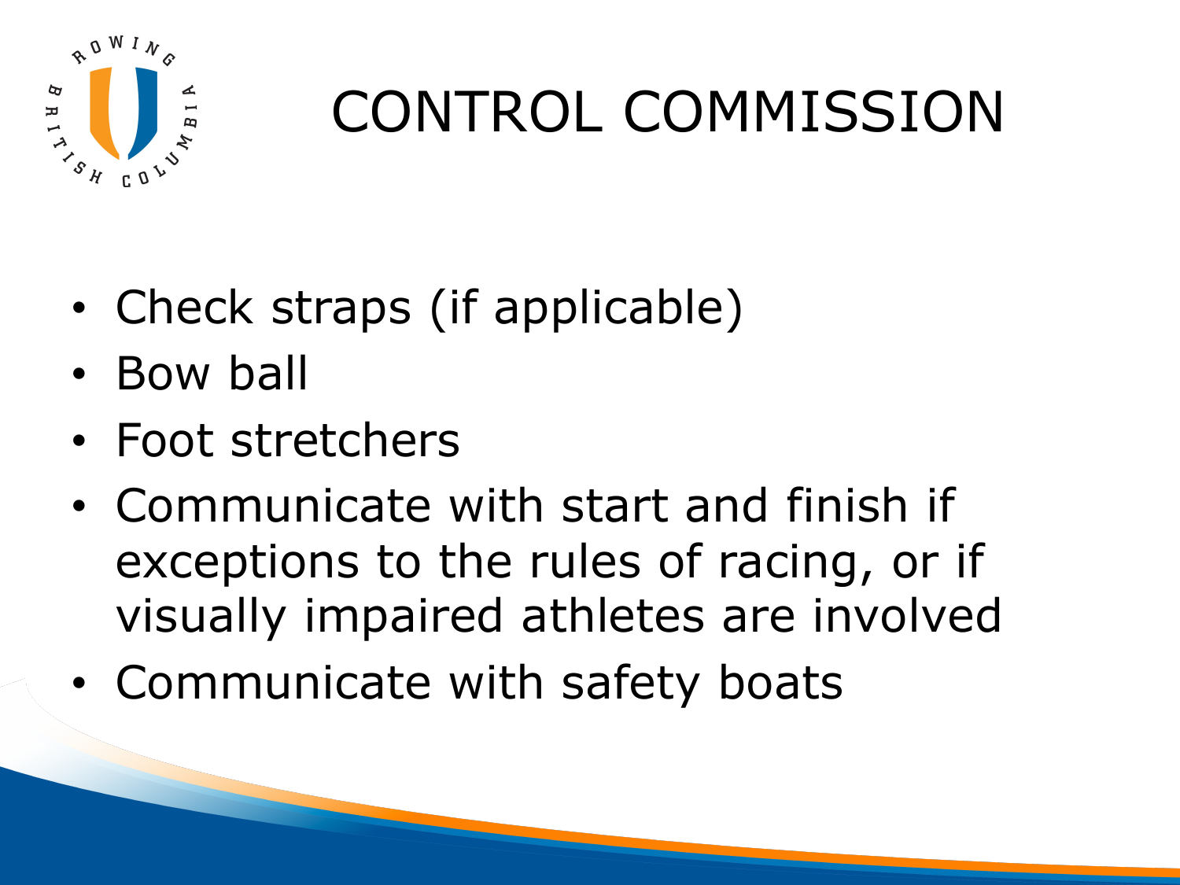# CONTROL COMMISSION

- Check straps (if applicable)
- Bow ball
- Foot stretchers
- Communicate with start and finish if exceptions to the rules of racing, or if visually impaired athletes are involved
- Communicate with safety boats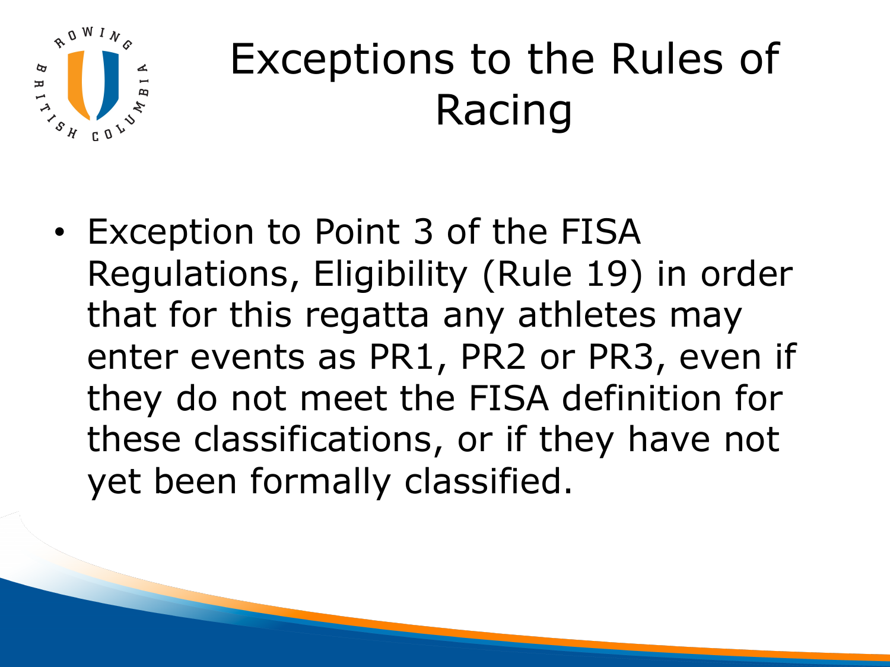# Exceptions to the Rules of Racing

- Exception to Point 3 of the FISA Regulations, Eligibility (Rule 19) in order that for this regatta any athletes may enter events as PR1, PR2 or PR3, even if they do not meet the FISA definition for these classifications, or if they have not yet been formally classified.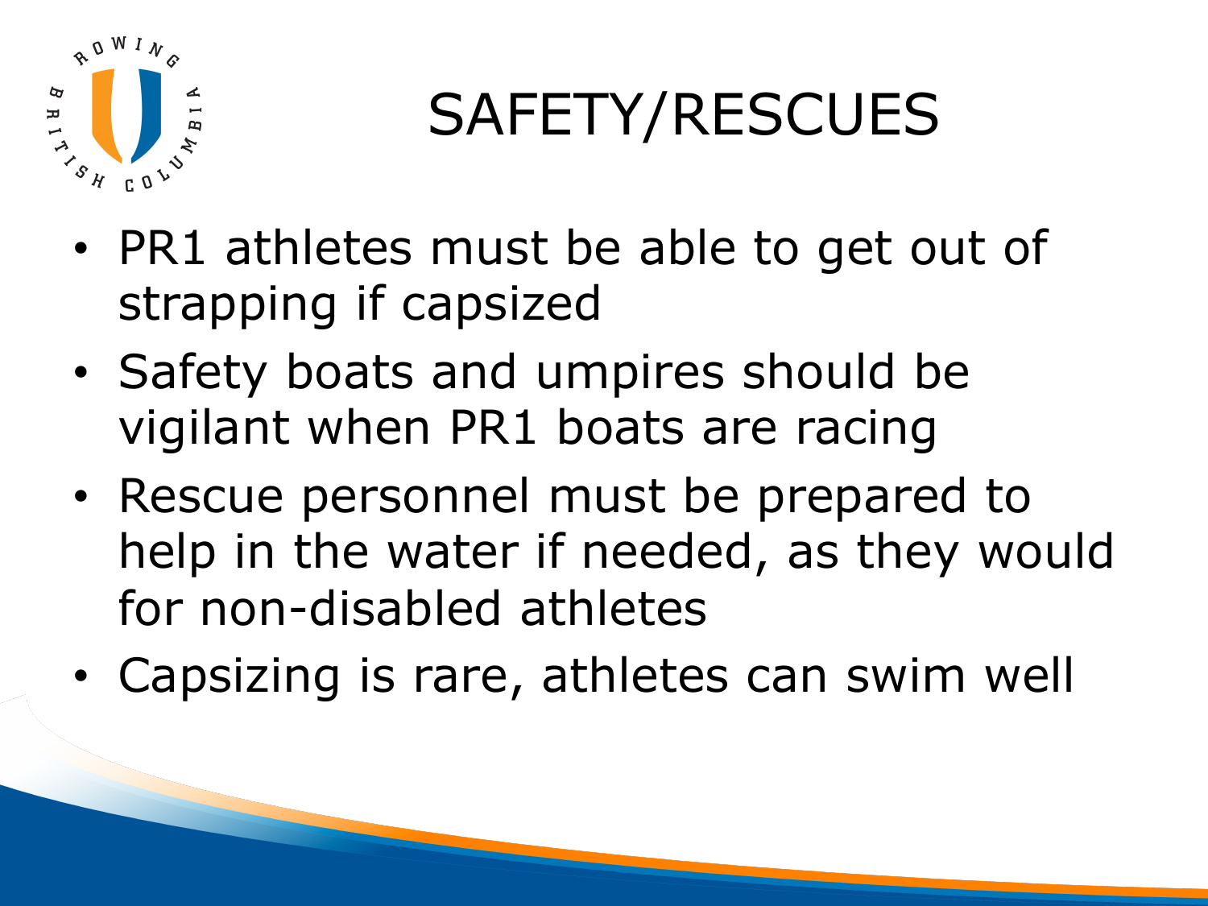# SAFETY/RESCUES

- PR1 athletes must be able to get out of strapping if capsized
- Safety boats and umpires should be vigilant when PR1 boats are racing
- Rescue personnel must be prepared to help in the water if needed, as they would for non-disabled athletes
- Capsizing is rare, athletes can swim well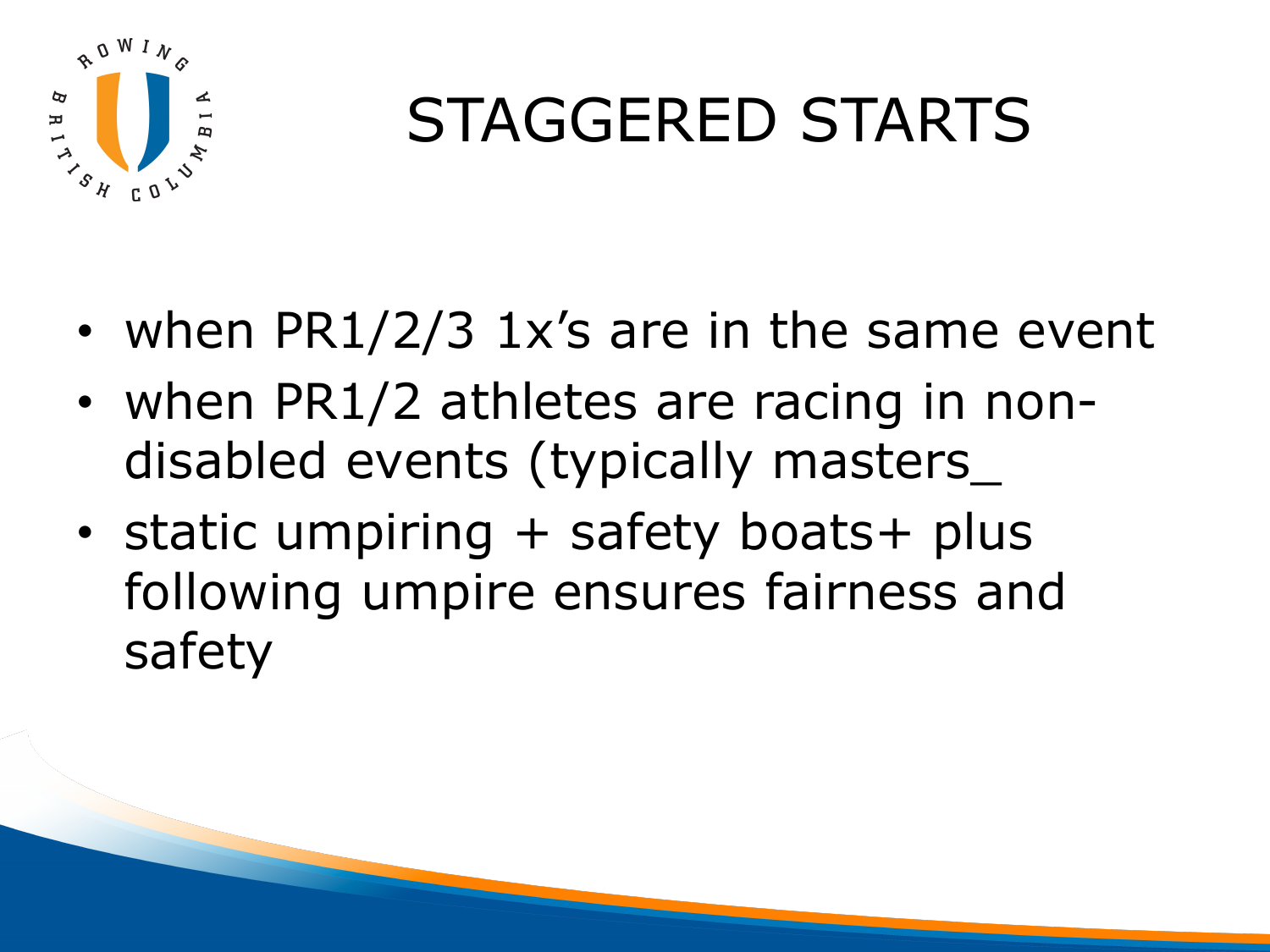# STAGGERED STARTS

- when PR1/2/3 1x's are in the same event
- when PR1/2 athletes are racing in non-disabled events (typically masters_
- static umpiring + safety boats+ plus following umpire ensures fairness and safety